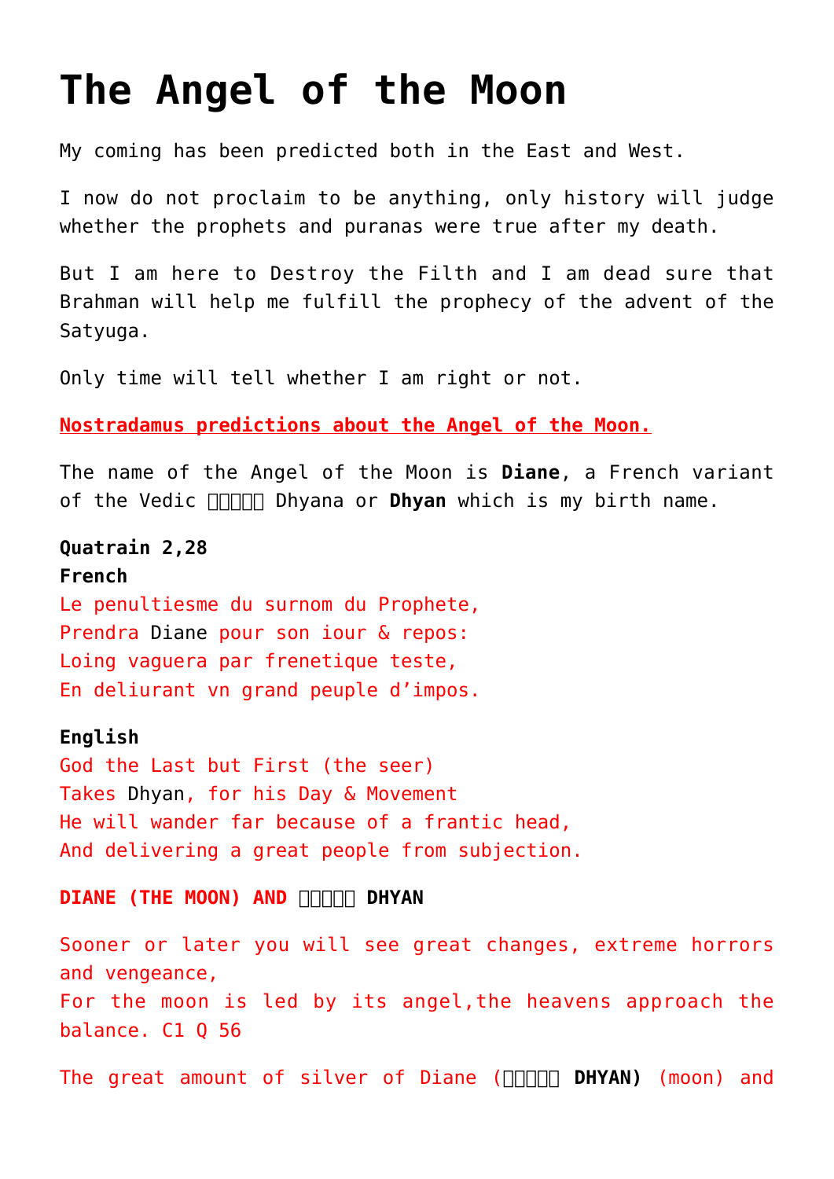# The Angel of the Moon

My coming has been predicted both in the East and West.

I now do not proclaim to be anything, only history will judge whether the prophets and puranas were true after my death.

But I am here to Destroy the Filth and I am dead sure that Brahman will help me fulfill the prophecy of the advent of the Satyuga.

Only time will tell whether I am right or not.

Nostradamus predictions about the Angel of the Moon.

The name of the Angel of the Moon is **Diane**, a French variant of the Vedic □□□□□ Dhyana or **Dhyan** which is my birth name.

**Quatrain 2,28**
**French**
Le penultiesme du surnom du Prophete,
Prendra Diane pour son iour & repos:
Loing vaguera par frenetique teste,
En deliurant vn grand peuple d'impos.

**English**
God the Last but First (the seer)
Takes Dhyan, for his Day & Movement
He will wander far because of a frantic head,
And delivering a great people from subjection.

**DIANE (THE MOON) AND □□□□□ DHYAN**

Sooner or later you will see great changes, extreme horrors and vengeance,
For the moon is led by its angel,the heavens approach the balance. C1 Q 56

The great amount of silver of Diane (□□□□□ **DHYAN)** (moon) and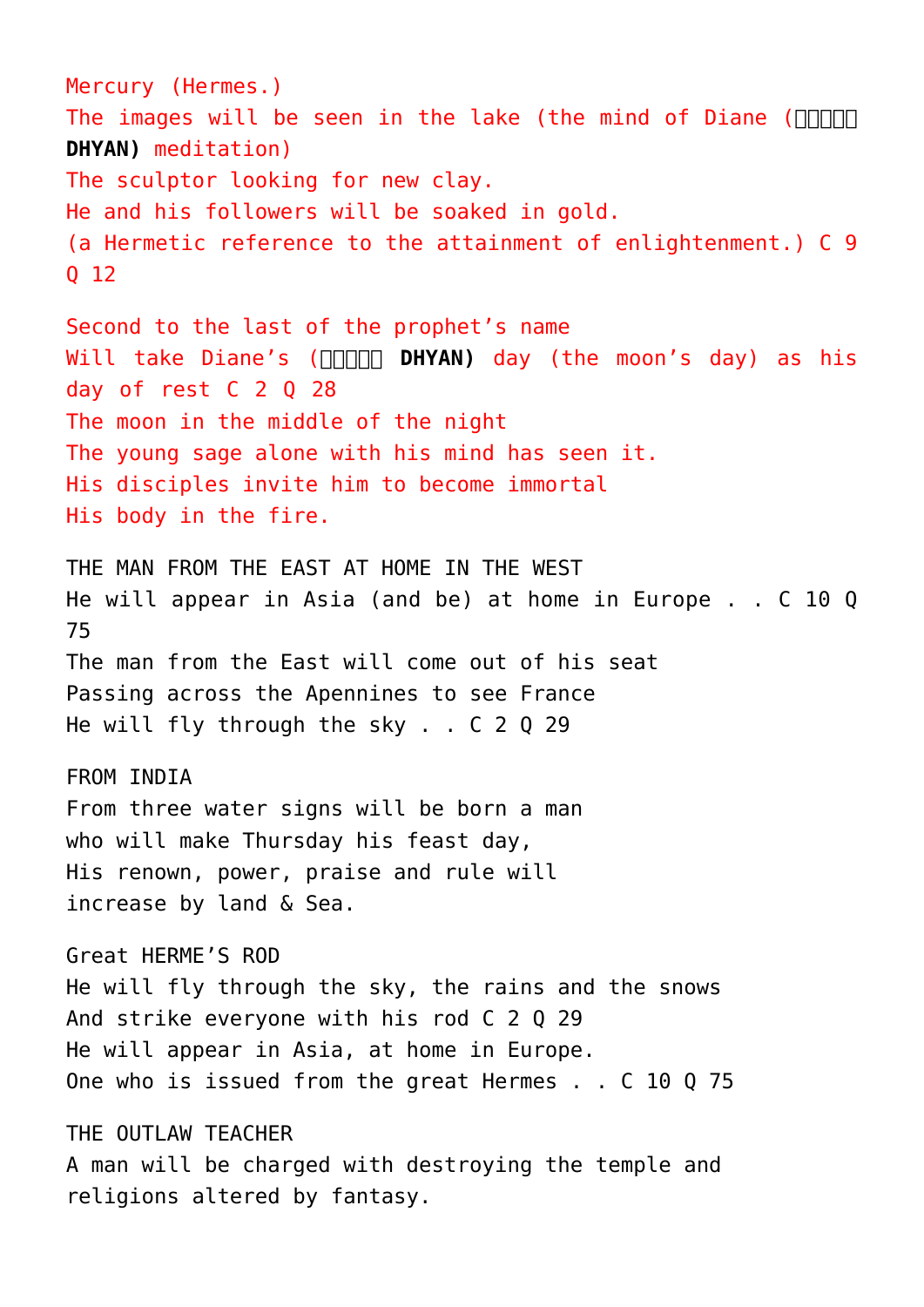Mercury (Hermes.)
The images will be seen in the lake (the mind of Diane (□□□□□ **DHYAN)** meditation)
The sculptor looking for new clay.
He and his followers will be soaked in gold.
(a Hermetic reference to the attainment of enlightenment.) C 9 Q 12

Second to the last of the prophet's name
Will take Diane's (□□□□□ **DHYAN)** day (the moon's day) as his day of rest C 2 Q 28
The moon in the middle of the night
The young sage alone with his mind has seen it.
His disciples invite him to become immortal
His body in the fire.

THE MAN FROM THE EAST AT HOME IN THE WEST
He will appear in Asia (and be) at home in Europe . . C 10 Q 75
The man from the East will come out of his seat
Passing across the Apennines to see France
He will fly through the sky . . C 2 Q 29

FROM INDIA
From three water signs will be born a man
who will make Thursday his feast day,
His renown, power, praise and rule will
increase by land & Sea.

Great HERME'S ROD
He will fly through the sky, the rains and the snows
And strike everyone with his rod C 2 Q 29
He will appear in Asia, at home in Europe.
One who is issued from the great Hermes . . C 10 Q 75

THE OUTLAW TEACHER
A man will be charged with destroying the temple and religions altered by fantasy.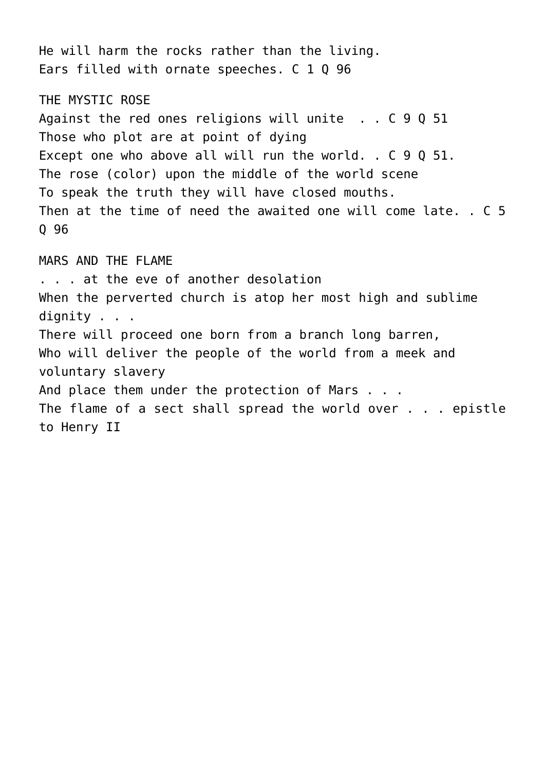He will harm the rocks rather than the living.
Ears filled with ornate speeches. C 1 Q 96

## THE MYSTIC ROSE

Against the red ones religions will unite . . C 9 Q 51
Those who plot are at point of dying
Except one who above all will run the world. . C 9 Q 51.
The rose (color) upon the middle of the world scene
To speak the truth they will have closed mouths.
Then at the time of need the awaited one will come late. . C 5 Q 96

## MARS AND THE FLAME

. . . at the eve of another desolation
When the perverted church is atop her most high and sublime dignity . . .
There will proceed one born from a branch long barren,
Who will deliver the people of the world from a meek and voluntary slavery
And place them under the protection of Mars . . .
The flame of a sect shall spread the world over . . . epistle to Henry II